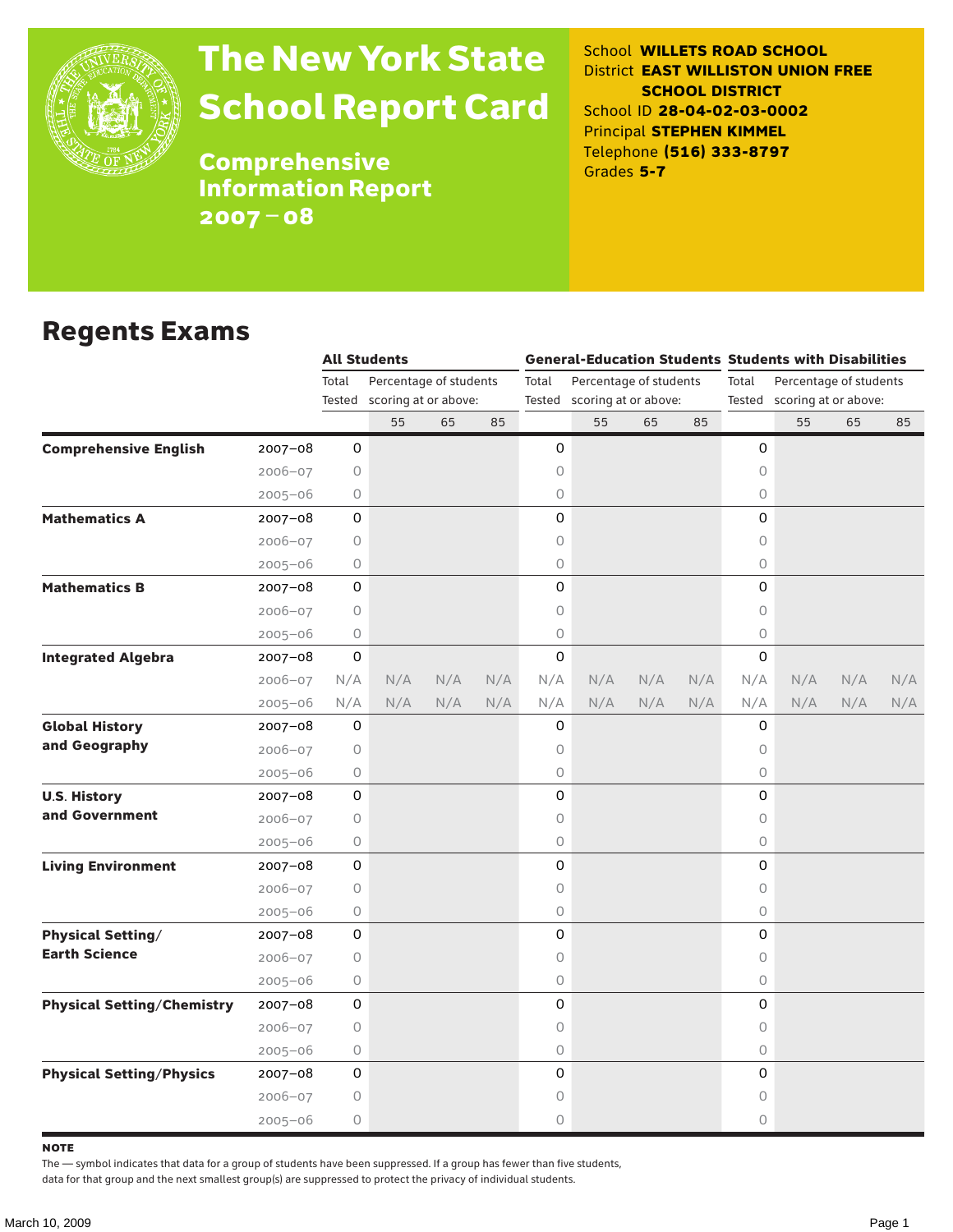# The New York State School Report Card

## Comprehensive Information Report 2007–08

School **WILLETS ROAD SCHOOL**
District **EAST WILLISTON UNION FREE SCHOOL DISTRICT**
School ID **28-04-02-03-0002**
Principal **STEPHEN KIMMEL**
Telephone **(516) 333-8797**
Grades **5-7**

## Regents Exams

| | | All Students | | | | General-Education Students | | | | Students with Disabilities | | | |
|---|---|---|---|---|---|---|---|---|---|---|---|---|---|
| | | Total Tested | Percentage of students scoring at or above: | | | Total Tested | Percentage of students scoring at or above: | | | Total Tested | Percentage of students scoring at or above: | | |
| | | | 55 | 65 | 85 | | 55 | 65 | 85 | | 55 | 65 | 85 |
| **Comprehensive English** | 2007–08 | 0 | | | | 0 | | | | 0 | | | |
| | 2006–07 | 0 | | | | 0 | | | | 0 | | | |
| | 2005–06 | 0 | | | | 0 | | | | 0 | | | |
| **Mathematics A** | 2007–08 | 0 | | | | 0 | | | | 0 | | | |
| | 2006–07 | 0 | | | | 0 | | | | 0 | | | |
| | 2005–06 | 0 | | | | 0 | | | | 0 | | | |
| **Mathematics B** | 2007–08 | 0 | | | | 0 | | | | 0 | | | |
| | 2006–07 | 0 | | | | 0 | | | | 0 | | | |
| | 2005–06 | 0 | | | | 0 | | | | 0 | | | |
| **Integrated Algebra** | 2007–08 | 0 | | | | 0 | | | | 0 | | | |
| | 2006–07 | N/A | N/A | N/A | N/A | N/A | N/A | N/A | N/A | N/A | N/A | N/A | N/A |
| | 2005–06 | N/A | N/A | N/A | N/A | N/A | N/A | N/A | N/A | N/A | N/A | N/A | N/A |
| **Global History and Geography** | 2007–08 | 0 | | | | 0 | | | | 0 | | | |
| | 2006–07 | 0 | | | | 0 | | | | 0 | | | |
| | 2005–06 | 0 | | | | 0 | | | | 0 | | | |
| **U.S. History and Government** | 2007–08 | 0 | | | | 0 | | | | 0 | | | |
| | 2006–07 | 0 | | | | 0 | | | | 0 | | | |
| | 2005–06 | 0 | | | | 0 | | | | 0 | | | |
| **Living Environment** | 2007–08 | 0 | | | | 0 | | | | 0 | | | |
| | 2006–07 | 0 | | | | 0 | | | | 0 | | | |
| | 2005–06 | 0 | | | | 0 | | | | 0 | | | |
| **Physical Setting/ Earth Science** | 2007–08 | 0 | | | | 0 | | | | 0 | | | |
| | 2006–07 | 0 | | | | 0 | | | | 0 | | | |
| | 2005–06 | 0 | | | | 0 | | | | 0 | | | |
| **Physical Setting/Chemistry** | 2007–08 | 0 | | | | 0 | | | | 0 | | | |
| | 2006–07 | 0 | | | | 0 | | | | 0 | | | |
| | 2005–06 | 0 | | | | 0 | | | | 0 | | | |
| **Physical Setting/Physics** | 2007–08 | 0 | | | | 0 | | | | 0 | | | |
| | 2006–07 | 0 | | | | 0 | | | | 0 | | | |
| | 2005–06 | 0 | | | | 0 | | | | 0 | | | |

**NOTE**

The — symbol indicates that data for a group of students have been suppressed. If a group has fewer than five students, data for that group and the next smallest group(s) are suppressed to protect the privacy of individual students.

March 10, 2009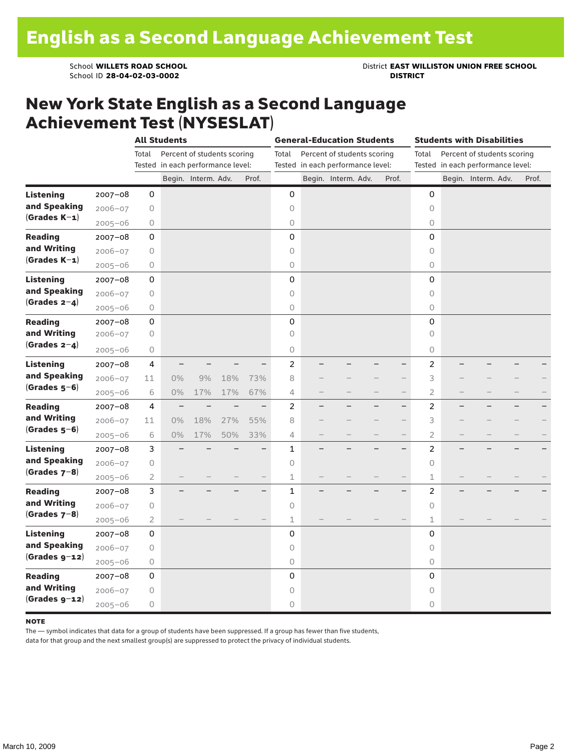// English as a Second Language Achievement Test

School **WILLETS ROAD SCHOOL**
School ID **28-04-02-03-0002**

District **EAST WILLISTON UNION FREE SCHOOL DISTRICT**

## New York State English as a Second Language Achievement Test (NYSESLAT)

| | | All Students | | | | | General-Education Students | | | | | Students with Disabilities | | | | |
|---|---|---|---|---|---|---|---|---|---|---|---|---|---|---|---|---|
| | | Total Tested | Percent of students scoring in each performance level: | | | | Total Tested | Percent of students scoring in each performance level: | | | | Total Tested | Percent of students scoring in each performance level: | | | |
| | | | Begin. | Interm. | Adv. | Prof. | | Begin. | Interm. | Adv. | Prof. | | Begin. | Interm. | Adv. | Prof. |
| **Listening and Speaking (Grades K–1)** | 2007–08 | 0 | | | | | 0 | | | | | 0 | | | | |
| | 2006–07 | 0 | | | | | 0 | | | | | 0 | | | | |
| | 2005–06 | 0 | | | | | 0 | | | | | 0 | | | | |
| **Reading and Writing (Grades K–1)** | 2007–08 | 0 | | | | | 0 | | | | | 0 | | | | |
| | 2006–07 | 0 | | | | | 0 | | | | | 0 | | | | |
| | 2005–06 | 0 | | | | | 0 | | | | | 0 | | | | |
| **Listening and Speaking (Grades 2–4)** | 2007–08 | 0 | | | | | 0 | | | | | 0 | | | | |
| | 2006–07 | 0 | | | | | 0 | | | | | 0 | | | | |
| | 2005–06 | 0 | | | | | 0 | | | | | 0 | | | | |
| **Reading and Writing (Grades 2–4)** | 2007–08 | 0 | | | | | 0 | | | | | 0 | | | | |
| | 2006–07 | 0 | | | | | 0 | | | | | 0 | | | | |
| | 2005–06 | 0 | | | | | 0 | | | | | 0 | | | | |
| **Listening and Speaking (Grades 5–6)** | 2007–08 | 4 | – | – | – | – | 2 | – | – | – | – | 2 | – | – | – | – |
| | 2006–07 | 11 | 0% | 9% | 18% | 73% | 8 | – | – | – | – | 3 | – | – | – | – |
| | 2005–06 | 6 | 0% | 17% | 17% | 67% | 4 | – | – | – | – | 2 | – | – | – | – |
| **Reading and Writing (Grades 5–6)** | 2007–08 | 4 | – | – | – | – | 2 | – | – | – | – | 2 | – | – | – | – |
| | 2006–07 | 11 | 0% | 18% | 27% | 55% | 8 | – | – | – | – | 3 | – | – | – | – |
| | 2005–06 | 6 | 0% | 17% | 50% | 33% | 4 | – | – | – | – | 2 | – | – | – | – |
| **Listening and Speaking (Grades 7–8)** | 2007–08 | 3 | – | – | – | – | 1 | – | – | – | – | 2 | – | – | – | – |
| | 2006–07 | 0 | | | | | 0 | | | | | 0 | | | | |
| | 2005–06 | 2 | – | – | – | – | 1 | – | – | – | – | 1 | – | – | – | – |
| **Reading and Writing (Grades 7–8)** | 2007–08 | 3 | – | – | – | – | 1 | – | – | – | – | 2 | – | – | – | – |
| | 2006–07 | 0 | | | | | 0 | | | | | 0 | | | | |
| | 2005–06 | 2 | – | – | – | – | 1 | – | – | – | – | 1 | – | – | – | – |
| **Listening and Speaking (Grades 9–12)** | 2007–08 | 0 | | | | | 0 | | | | | 0 | | | | |
| | 2006–07 | 0 | | | | | 0 | | | | | 0 | | | | |
| | 2005–06 | 0 | | | | | 0 | | | | | 0 | | | | |
| **Reading and Writing (Grades 9–12)** | 2007–08 | 0 | | | | | 0 | | | | | 0 | | | | |
| | 2006–07 | 0 | | | | | 0 | | | | | 0 | | | | |
| | 2005–06 | 0 | | | | | 0 | | | | | 0 | | | | |

**NOTE**

The — symbol indicates that data for a group of students have been suppressed. If a group has fewer than five students, data for that group and the next smallest group(s) are suppressed to protect the privacy of individual students.

March 10, 2009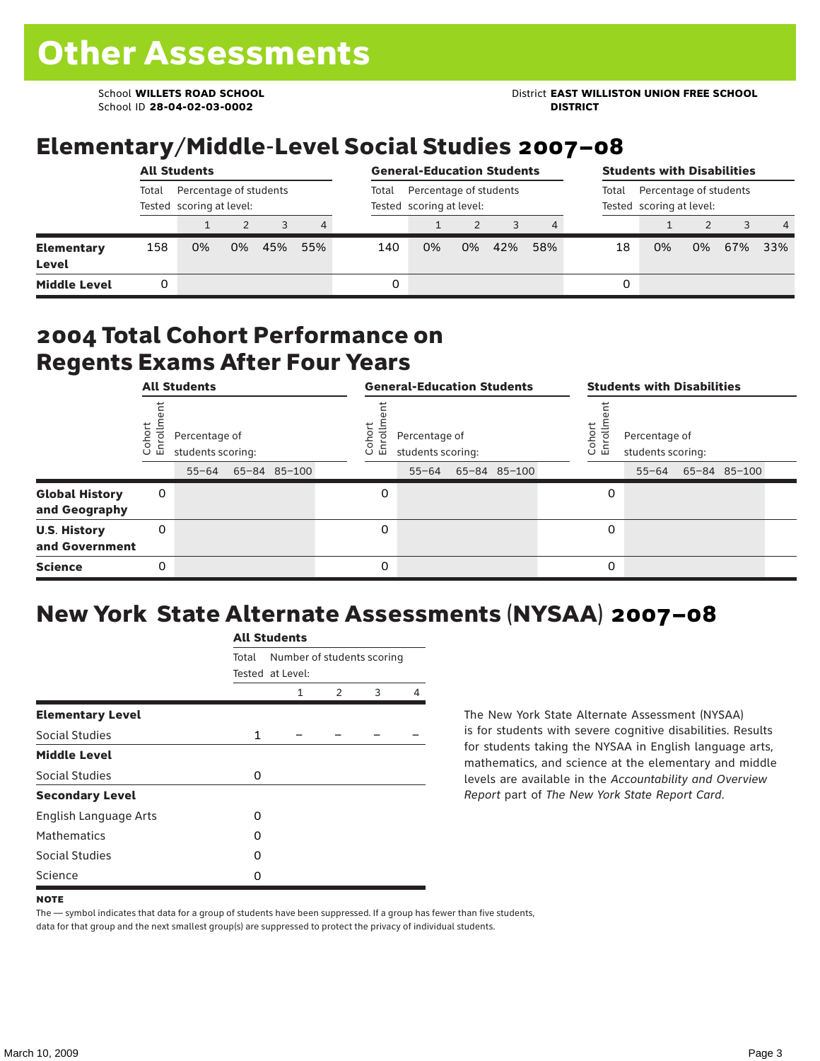# Other Assessments

School **WILLETS ROAD SCHOOL**
School ID **28-04-02-03-0002**

District **EAST WILLISTON UNION FREE SCHOOL DISTRICT**

## Elementary/Middle-Level Social Studies 2007–08

| | All Students | | | | | General-Education Students | | | | | Students with Disabilities | | | | |
|---|---|---|---|---|---|---|---|---|---|---|---|---|---|---|---|
| | Total Tested | Percentage of students scoring at level: | | | | Total Tested | Percentage of students scoring at level: | | | | Total Tested | Percentage of students scoring at level: | | | |
| | | 1 | 2 | 3 | 4 | | 1 | 2 | 3 | 4 | | 1 | 2 | 3 | 4 |
| **Elementary Level** | 158 | 0% | 0% | 45% | 55% | 140 | 0% | 0% | 42% | 58% | 18 | 0% | 0% | 67% | 33% |
| **Middle Level** | 0 | | | | | 0 | | | | | 0 | | | | |

## 2004 Total Cohort Performance on Regents Exams After Four Years

| | All Students | | | | General-Education Students | | | | Students with Disabilities | | | |
|---|---|---|---|---|---|---|---|---|---|---|---|---|
| | Cohort Enrollment | Percentage of students scoring: | | | Cohort Enrollment | Percentage of students scoring: | | | Cohort Enrollment | Percentage of students scoring: | | |
| | | 55–64 | 65–84 | 85–100 | | 55–64 | 65–84 | 85–100 | | 55–64 | 65–84 | 85–100 |
| **Global History and Geography** | 0 | | | | 0 | | | | 0 | | | |
| **U.S. History and Government** | 0 | | | | 0 | | | | 0 | | | |
| **Science** | 0 | | | | 0 | | | | 0 | | | |

## New York State Alternate Assessments (NYSAA) 2007–08

| | All Students | | | | |
|---|---|---|---|---|---|
| | Total Tested | Number of students scoring at Level: | | | |
| | | 1 | 2 | 3 | 4 |
| **Elementary Level** | | | | | |
| Social Studies | 1 | – | – | – | – |
| **Middle Level** | | | | | |
| Social Studies | 0 | | | | |
| **Secondary Level** | | | | | |
| English Language Arts | 0 | | | | |
| Mathematics | 0 | | | | |
| Social Studies | 0 | | | | |
| Science | 0 | | | | |

The New York State Alternate Assessment (NYSAA) is for students with severe cognitive disabilities. Results for students taking the NYSAA in English language arts, mathematics, and science at the elementary and middle levels are available in the *Accountability and Overview Report* part of *The New York State Report Card*.

**NOTE**

The — symbol indicates that data for a group of students have been suppressed. If a group has fewer than five students, data for that group and the next smallest group(s) are suppressed to protect the privacy of individual students.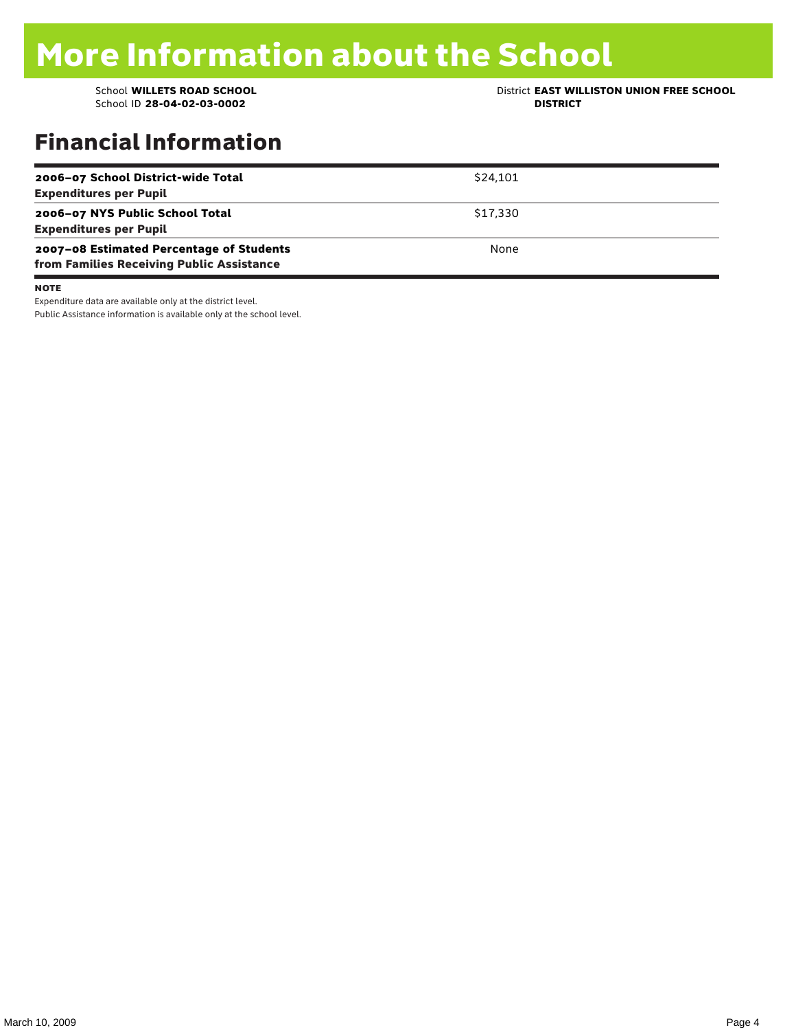# More Information about the School

School **WILLETS ROAD SCHOOL**
School ID **28-04-02-03-0002**

District **EAST WILLISTON UNION FREE SCHOOL DISTRICT**

## Financial Information

| | |
|---|---|
| **2006–07 School District-wide Total Expenditures per Pupil** | $24,101 |
| **2006–07 NYS Public School Total Expenditures per Pupil** | $17,330 |
| **2007–08 Estimated Percentage of Students from Families Receiving Public Assistance** | None |

**NOTE**

Expenditure data are available only at the district level.

Public Assistance information is available only at the school level.